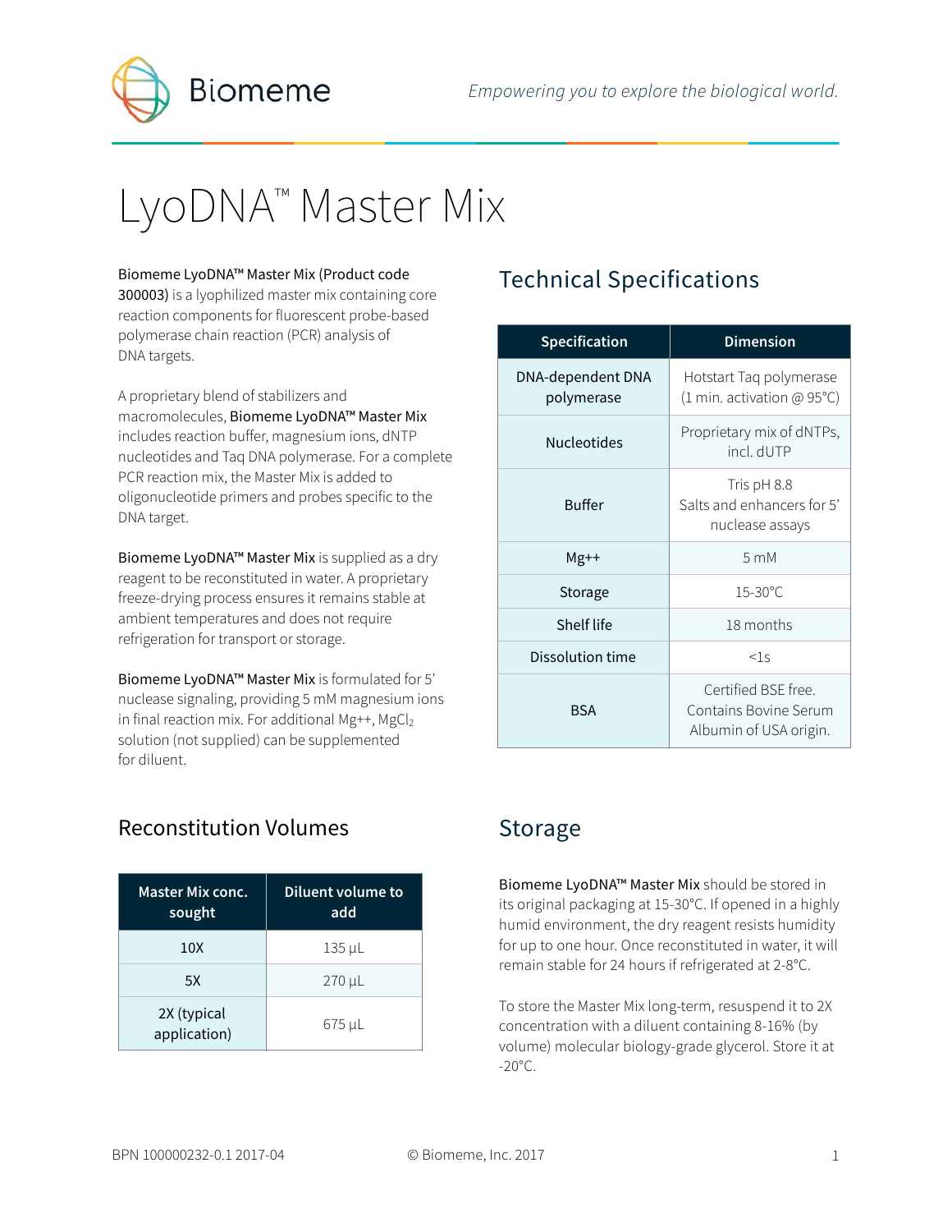# LyoDNA™ Master Mix

**Biomeme LyoDNA™ Master Mix (Product code 300003)** is a lyophilized master mix containing core reaction components for fluorescent probe-based polymerase chain reaction (PCR) analysis of DNA targets.

A proprietary blend of stabilizers and macromolecules, **Biomeme LyoDNA™ Master Mix** includes reaction buffer, magnesium ions, dNTP nucleotides and Taq DNA polymerase. For a complete PCR reaction mix, the Master Mix is added to oligonucleotide primers and probes specific to the DNA target.

**Biomeme LyoDNA™ Master Mix** is supplied as a dry reagent to be reconstituted in water. A proprietary freeze-drying process ensures it remains stable at ambient temperatures and does not require refrigeration for transport or storage.

**Biomeme LyoDNA™ Master Mix** is formulated for 5' nuclease signaling, providing 5 mM magnesium ions in final reaction mix. For additional Mg++, $MgCl_2$ solution (not supplied) can be supplemented for diluent.

## Technical Specifications

| Specification | Dimension |
|---|---|
| DNA-dependent DNA polymerase | Hotstart Taq polymerase (1 min. activation @ 95°C) |
| Nucleotides | Proprietary mix of dNTPs, incl. dUTP |
| Buffer | Tris pH 8.8 Salts and enhancers for 5' nuclease assays |
| Mg++ | 5 mM |
| Storage | 15-30°C |
| Shelf life | 18 months |
| Dissolution time | <1s |
| BSA | Certified BSE free. Contains Bovine Serum Albumin of USA origin. |

## Reconstitution Volumes

| Master Mix conc. sought | Diluent volume to add |
|---|---|
| 10X | 135 µL |
| 5X | 270 µL |
| 2X (typical application) | 675 µL |

## Storage

**Biomeme LyoDNA™ Master Mix** should be stored in its original packaging at 15-30°C. If opened in a highly humid environment, the dry reagent resists humidity for up to one hour. Once reconstituted in water, it will remain stable for 24 hours if refrigerated at 2-8°C.

To store the Master Mix long-term, resuspend it to 2X concentration with a diluent containing 8-16% (by volume) molecular biology-grade glycerol. Store it at -20°C.

BPN 100000232-0.1 2017-04 © Biomeme, Inc. 2017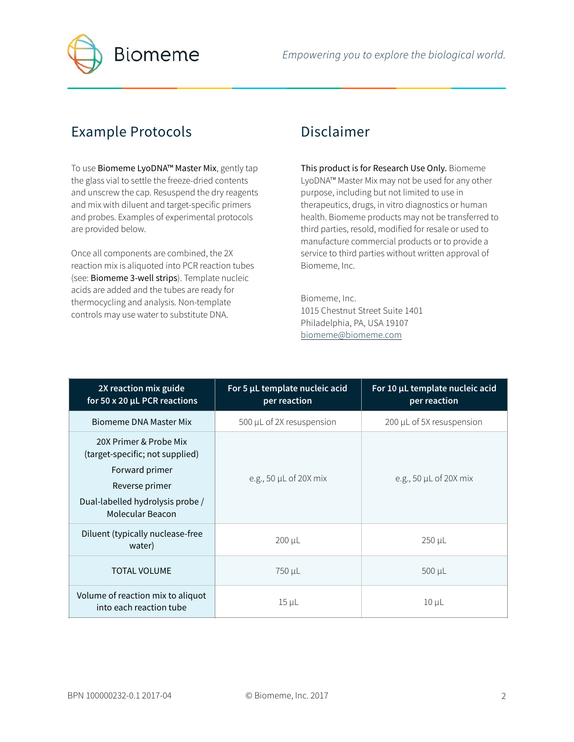## Example Protocols

To use **Biomeme LyoDNA™ Master Mix**, gently tap the glass vial to settle the freeze-dried contents and unscrew the cap. Resuspend the dry reagents and mix with diluent and target-specific primers and probes. Examples of experimental protocols are provided below.

Once all components are combined, the 2X reaction mix is aliquoted into PCR reaction tubes (see: **Biomeme 3-well strips**). Template nucleic acids are added and the tubes are ready for thermocycling and analysis. Non-template controls may use water to substitute DNA.

## Disclaimer

**This product is for Research Use Only.** Biomeme LyoDNA™ Master Mix may not be used for any other purpose, including but not limited to use in therapeutics, drugs, in vitro diagnostics or human health. Biomeme products may not be transferred to third parties, resold, modified for resale or used to manufacture commercial products or to provide a service to third parties without written approval of Biomeme, Inc.

Biomeme, Inc.
1015 Chestnut Street Suite 1401
Philadelphia, PA, USA 19107
biomeme@biomeme.com

| 2X reaction mix guide for 50 x 20 µL PCR reactions | For 5 µL template nucleic acid per reaction | For 10 µL template nucleic acid per reaction |
|---|---|---|
| Biomeme DNA Master Mix | 500 µL of 2X resuspension | 200 µL of 5X resuspension |
| 20X Primer & Probe Mix (target-specific; not supplied) Forward primer Reverse primer Dual-labelled hydrolysis probe / Molecular Beacon | e.g., 50 µL of 20X mix | e.g., 50 µL of 20X mix |
| Diluent (typically nuclease-free water) | 200 µL | 250 µL |
| TOTAL VOLUME | 750 µL | 500 µL |
| Volume of reaction mix to aliquot into each reaction tube | 15 µL | 10 µL |

BPN 100000232-0.1 2017-04

© Biomeme, Inc. 2017